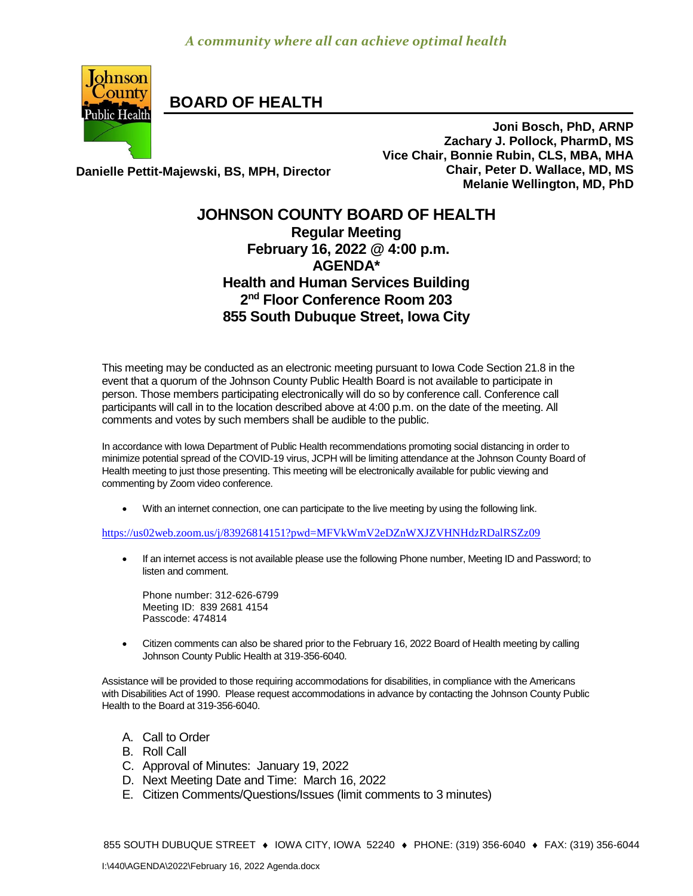*A community where all can achieve optimal health*

# BOARD OF HEALTH

**Danielle Pettit-Majewski, BS, MPH, Director**

**Joni Bosch, PhD, ARNP**
**Zachary J. Pollock, PharmD, MS**
**Vice Chair, Bonnie Rubin, CLS, MBA, MHA**
**Chair, Peter D. Wallace, MD, MS**
**Melanie Wellington, MD, PhD**

## JOHNSON COUNTY BOARD OF HEALTH

**Regular Meeting**
**February 16, 2022 @ 4:00 p.m.**
**AGENDA***
**Health and Human Services Building**
**2nd Floor Conference Room 203**
**855 South Dubuque Street, Iowa City**

This meeting may be conducted as an electronic meeting pursuant to Iowa Code Section 21.8 in the event that a quorum of the Johnson County Public Health Board is not available to participate in person. Those members participating electronically will do so by conference call. Conference call participants will call in to the location described above at 4:00 p.m. on the date of the meeting. All comments and votes by such members shall be audible to the public.

In accordance with Iowa Department of Public Health recommendations promoting social distancing in order to minimize potential spread of the COVID-19 virus, JCPH will be limiting attendance at the Johnson County Board of Health meeting to just those presenting. This meeting will be electronically available for public viewing and commenting by Zoom video conference.

- With an internet connection, one can participate to the live meeting by using the following link.

https://us02web.zoom.us/j/83926814151?pwd=MFVkWmV2eDZnWXJZVHNHdzRDalRSZz09

- If an internet access is not available please use the following Phone number, Meeting ID and Password; to listen and comment.

  Phone number: 312-626-6799
  Meeting ID: 839 2681 4154
  Passcode: 474814

- Citizen comments can also be shared prior to the February 16, 2022 Board of Health meeting by calling Johnson County Public Health at 319-356-6040.

Assistance will be provided to those requiring accommodations for disabilities, in compliance with the Americans with Disabilities Act of 1990. Please request accommodations in advance by contacting the Johnson County Public Health to the Board at 319-356-6040.

A. Call to Order
B. Roll Call
C. Approval of Minutes: January 19, 2022
D. Next Meeting Date and Time: March 16, 2022
E. Citizen Comments/Questions/Issues (limit comments to 3 minutes)

855 SOUTH DUBUQUE STREET ♦ IOWA CITY, IOWA 52240 ♦ PHONE: (319) 356-6040 ♦ FAX: (319) 356-6044

I:\440\AGENDA\2022\February 16, 2022 Agenda.docx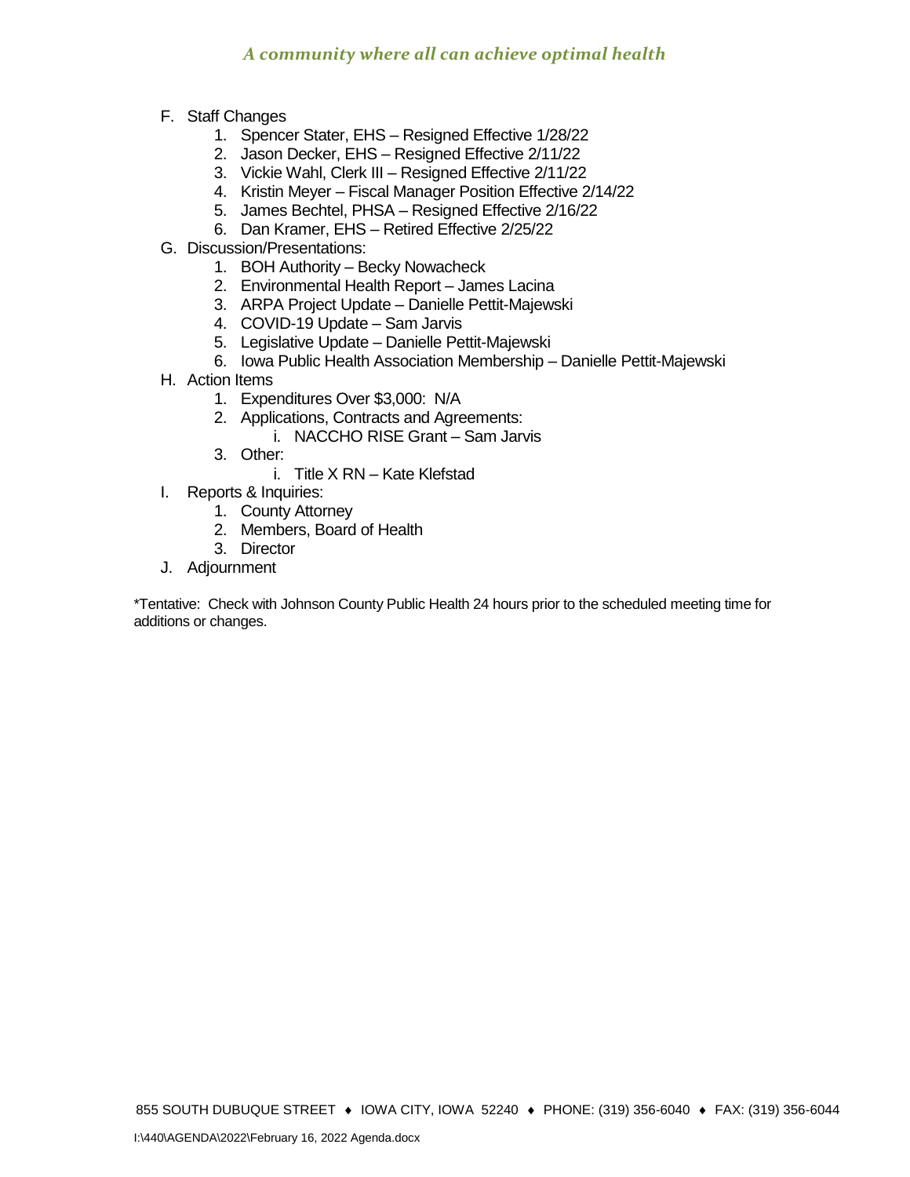F. Staff Changes
   1. Spencer Stater, EHS – Resigned Effective 1/28/22
   2. Jason Decker, EHS – Resigned Effective 2/11/22
   3. Vickie Wahl, Clerk III – Resigned Effective 2/11/22
   4. Kristin Meyer – Fiscal Manager Position Effective 2/14/22
   5. James Bechtel, PHSA – Resigned Effective 2/16/22
   6. Dan Kramer, EHS – Retired Effective 2/25/22

G. Discussion/Presentations:
   1. BOH Authority – Becky Nowacheck
   2. Environmental Health Report – James Lacina
   3. ARPA Project Update – Danielle Pettit-Majewski
   4. COVID-19 Update – Sam Jarvis
   5. Legislative Update – Danielle Pettit-Majewski
   6. Iowa Public Health Association Membership – Danielle Pettit-Majewski

H. Action Items
   1. Expenditures Over $3,000: N/A
   2. Applications, Contracts and Agreements:
      i. NACCHO RISE Grant – Sam Jarvis
   3. Other:
      i. Title X RN – Kate Klefstad

I. Reports & Inquiries:
   1. County Attorney
   2. Members, Board of Health
   3. Director

J. Adjournment

*Tentative: Check with Johnson County Public Health 24 hours prior to the scheduled meeting time for additions or changes.